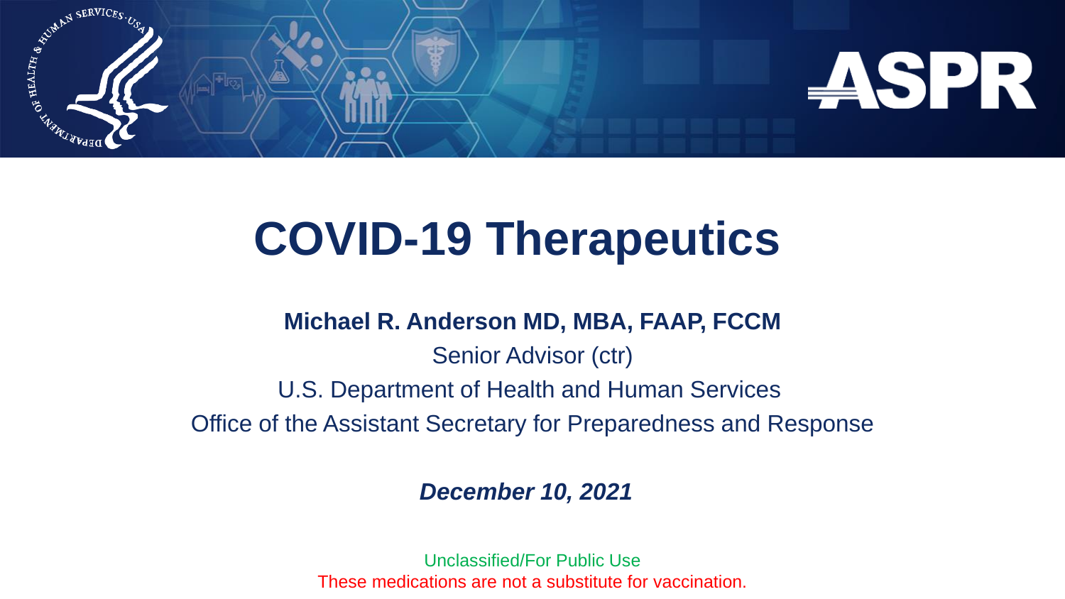# COVID-19 Therapeutics

**Michael R. Anderson MD, MBA, FAAP, FCCM**

Senior Advisor (ctr)

U.S. Department of Health and Human Services

Office of the Assistant Secretary for Preparedness and Response

***December 10, 2021***

Unclassified/For Public Use

These medications are not a substitute for vaccination.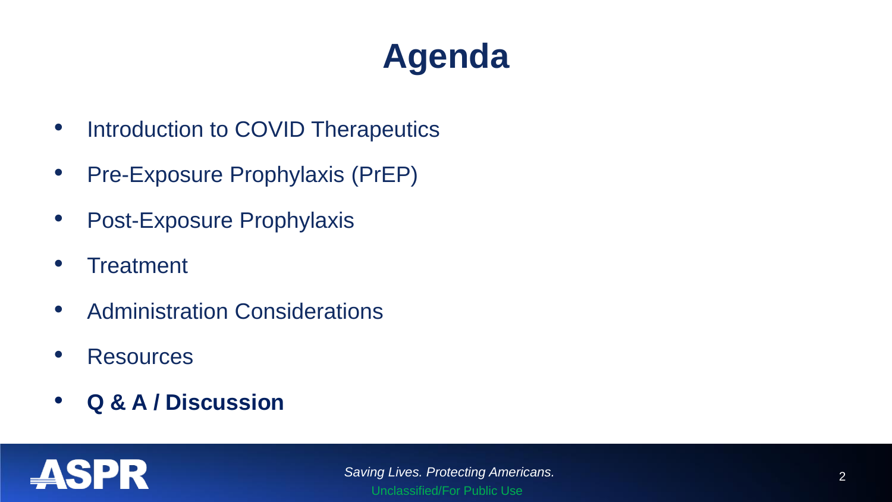# Agenda

- Introduction to COVID Therapeutics
- Pre-Exposure Prophylaxis (PrEP)
- Post-Exposure Prophylaxis
- Treatment
- Administration Considerations
- Resources
- **Q & A / Discussion**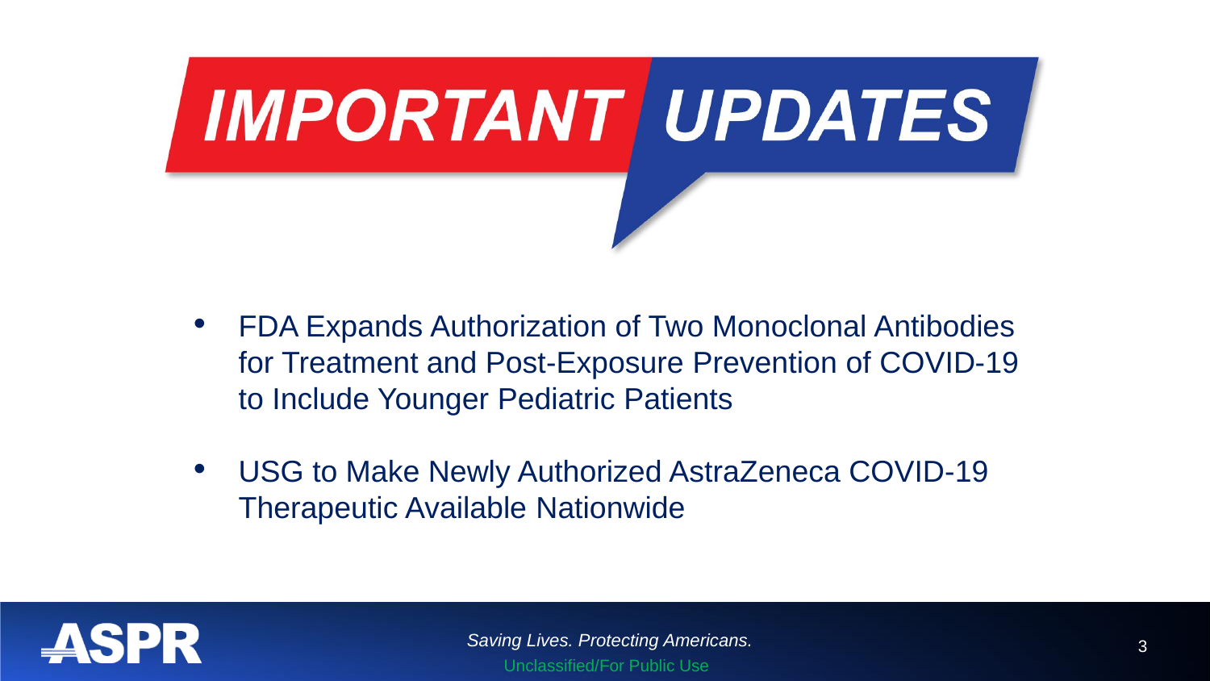# IMPORTANT UPDATES

- FDA Expands Authorization of Two Monoclonal Antibodies for Treatment and Post-Exposure Prevention of COVID-19 to Include Younger Pediatric Patients

- USG to Make Newly Authorized AstraZeneca COVID-19 Therapeutic Available Nationwide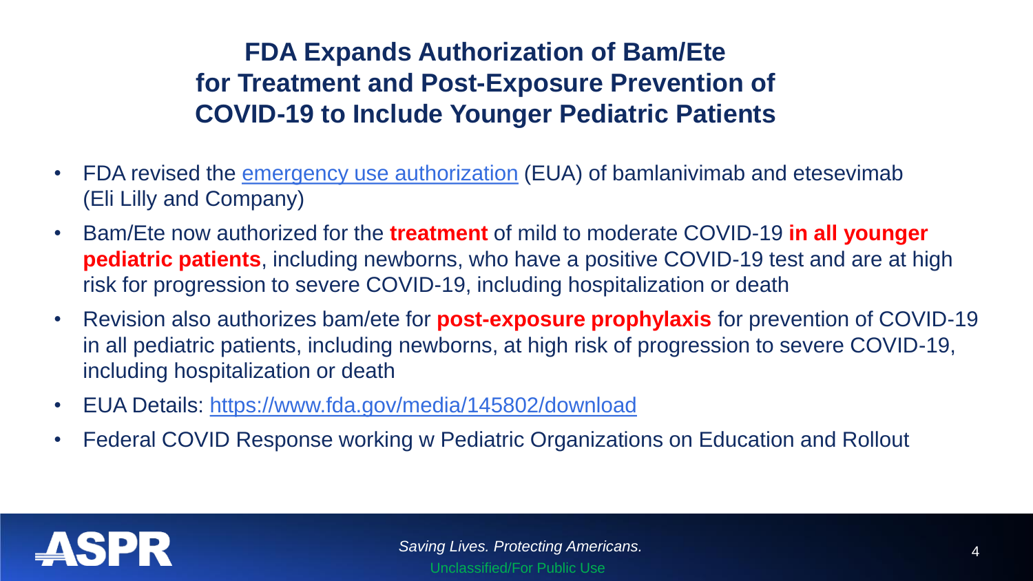# FDA Expands Authorization of Bam/Ete for Treatment and Post-Exposure Prevention of COVID-19 to Include Younger Pediatric Patients

- FDA revised the [emergency use authorization](https://www.fda.gov/media/145802/download) (EUA) of bamlanivimab and etesevimab (Eli Lilly and Company)
- Bam/Ete now authorized for the **treatment** of mild to moderate COVID-19 **in all younger pediatric patients**, including newborns, who have a positive COVID-19 test and are at high risk for progression to severe COVID-19, including hospitalization or death
- Revision also authorizes bam/ete for **post-exposure prophylaxis** for prevention of COVID-19 in all pediatric patients, including newborns, at high risk of progression to severe COVID-19, including hospitalization or death
- EUA Details: https://www.fda.gov/media/145802/download
- Federal COVID Response working w Pediatric Organizations on Education and Rollout

*Saving Lives. Protecting Americans.*

Unclassified/For Public Use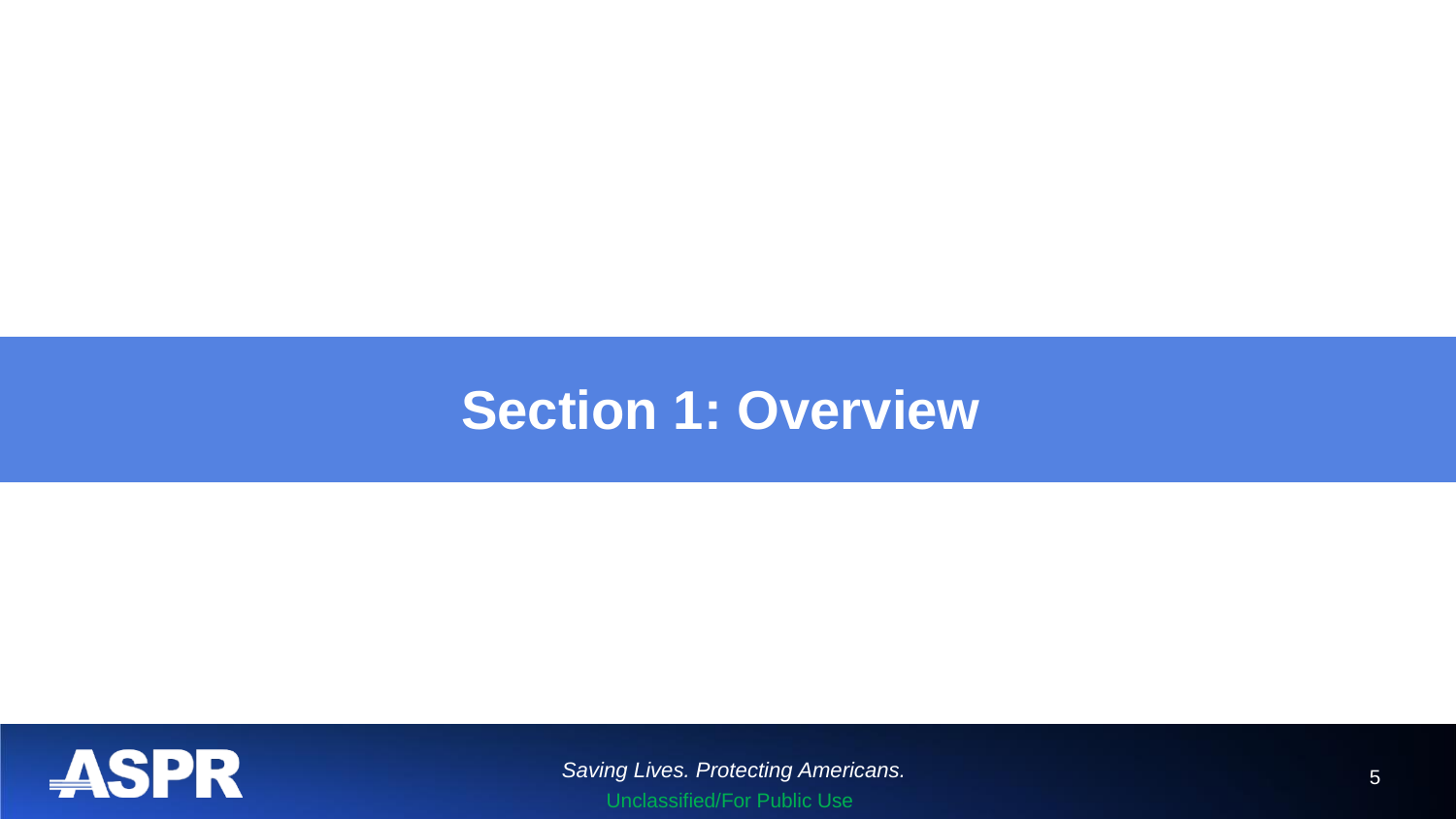# Section 1: Overview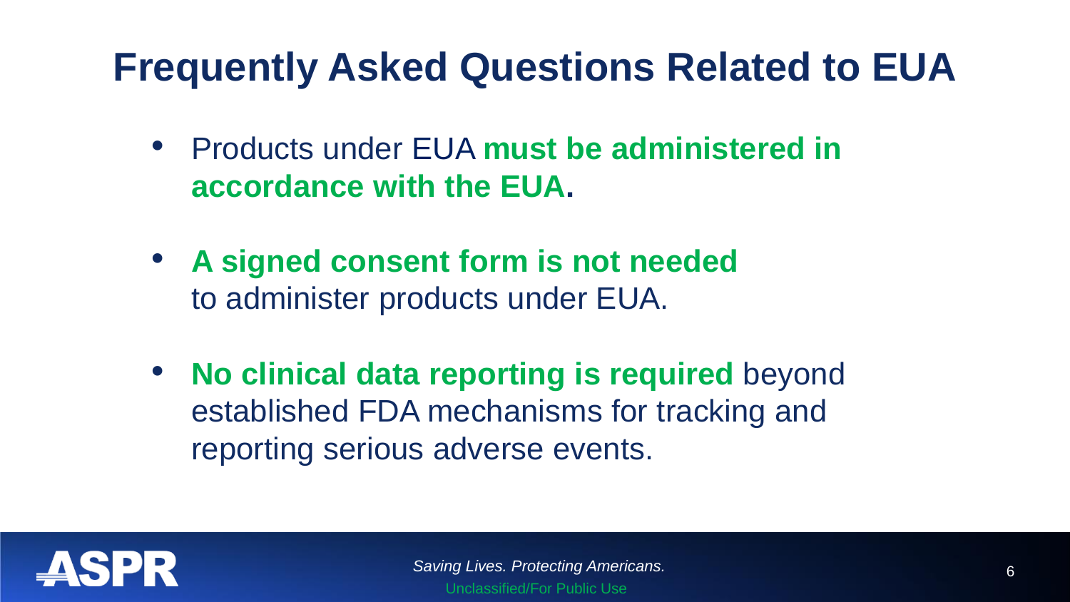# Frequently Asked Questions Related to EUA

- Products under EUA **must be administered in accordance with the EUA.**
- **A signed consent form is not needed** to administer products under EUA.
- **No clinical data reporting is required** beyond established FDA mechanisms for tracking and reporting serious adverse events.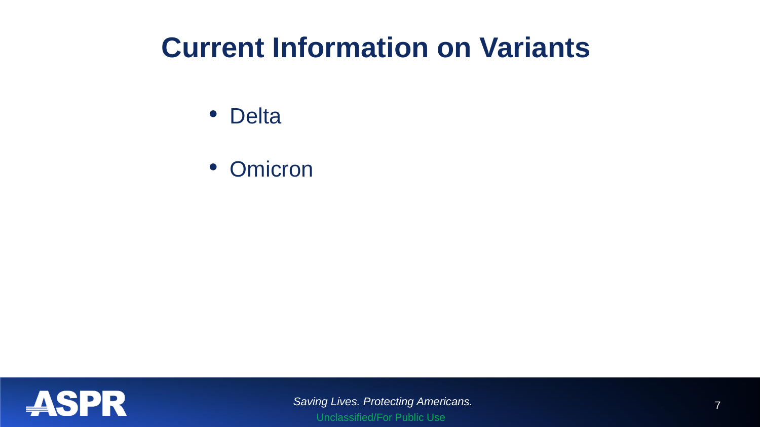# Current Information on Variants

- Delta
- Omicron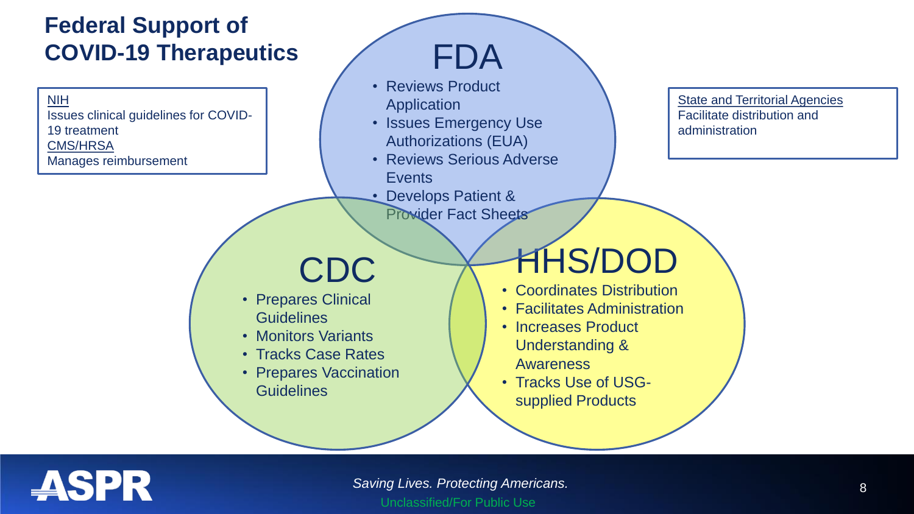# Federal Support of COVID-19 Therapeutics

NIH
Issues clinical guidelines for COVID-19 treatment

CMS/HRSA
Manages reimbursement

State and Territorial Agencies
Facilitate distribution and administration

## FDA

- Reviews Product Application
- Issues Emergency Use Authorizations (EUA)
- Reviews Serious Adverse Events
- Develops Patient & Provider Fact Sheets

## CDC

- Prepares Clinical Guidelines
- Monitors Variants
- Tracks Case Rates
- Prepares Vaccination Guidelines

## HHS/DOD

- Coordinates Distribution
- Facilitates Administration
- Increases Product Understanding & Awareness
- Tracks Use of USG-supplied Products

*Saving Lives. Protecting Americans.*

Unclassified/For Public Use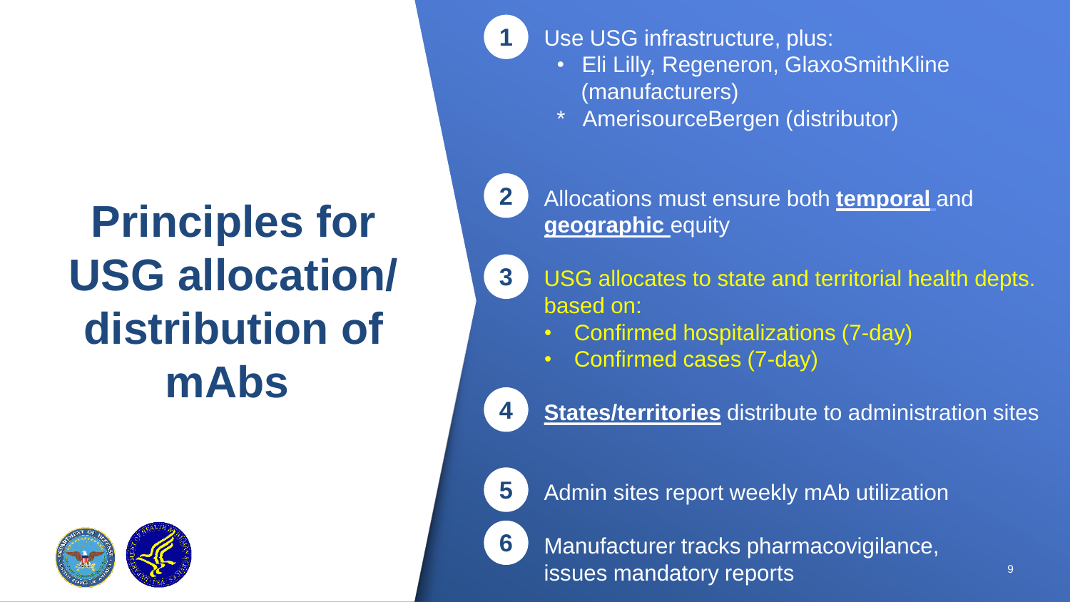# Principles for USG allocation/ distribution of mAbs

1. Use USG infrastructure, plus:
   - Eli Lilly, Regeneron, GlaxoSmithKline (manufacturers)
   - AmerisourceBergen (distributor)

2. Allocations must ensure both **temporal** and **geographic** equity

3. USG allocates to state and territorial health depts. based on:
   - Confirmed hospitalizations (7-day)
   - Confirmed cases (7-day)

4. **States/territories** distribute to administration sites

5. Admin sites report weekly mAb utilization

6. Manufacturer tracks pharmacovigilance, issues mandatory reports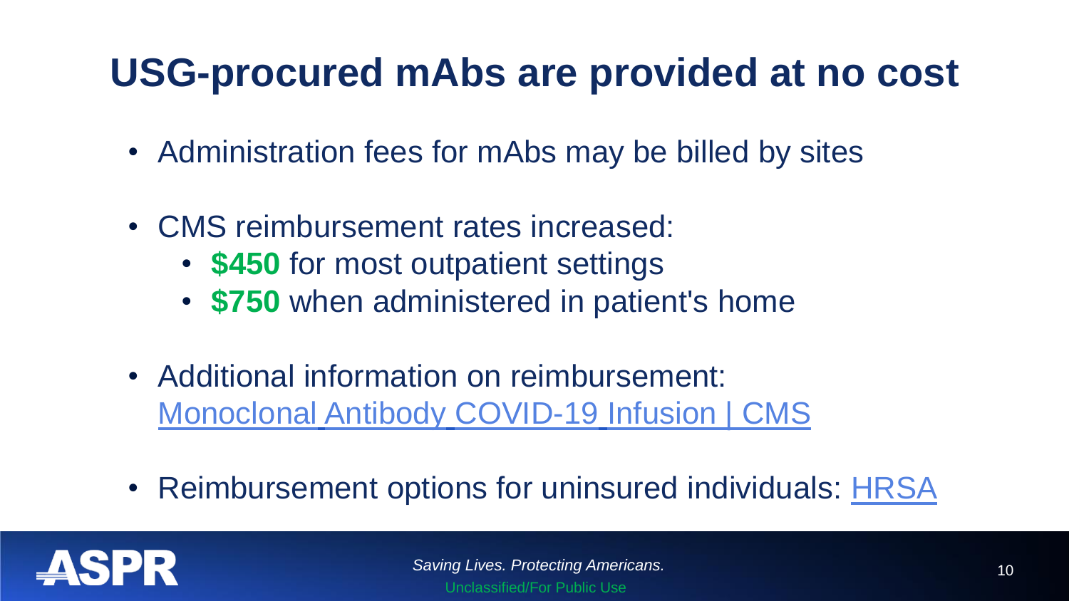# USG-procured mAbs are provided at no cost

- Administration fees for mAbs may be billed by sites
- CMS reimbursement rates increased:
  - **$450** for most outpatient settings
  - **$750** when administered in patient's home
- Additional information on reimbursement: Monoclonal Antibody COVID-19 Infusion | CMS
- Reimbursement options for uninsured individuals: HRSA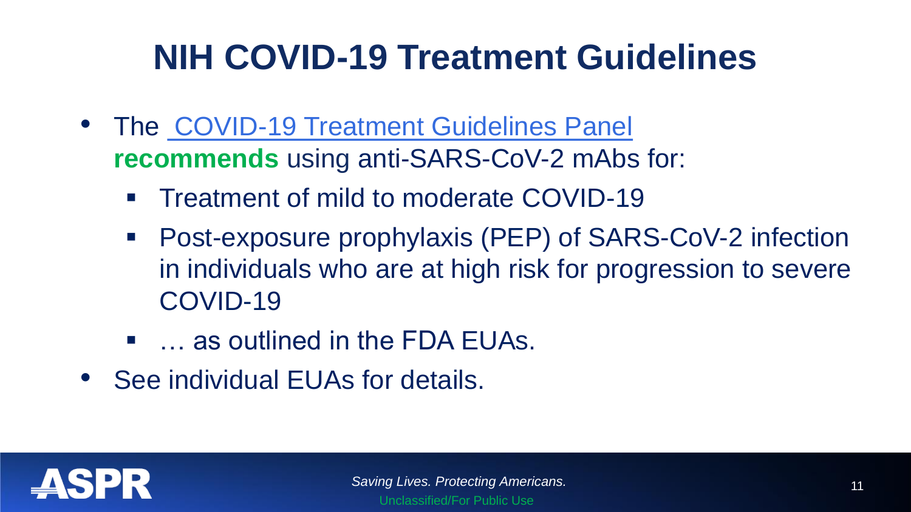# NIH COVID-19 Treatment Guidelines

- The COVID-19 Treatment Guidelines Panel **recommends** using anti-SARS-CoV-2 mAbs for:
  - Treatment of mild to moderate COVID-19
  - Post-exposure prophylaxis (PEP) of SARS-CoV-2 infection in individuals who are at high risk for progression to severe COVID-19
  - … as outlined in the FDA EUAs.
- See individual EUAs for details.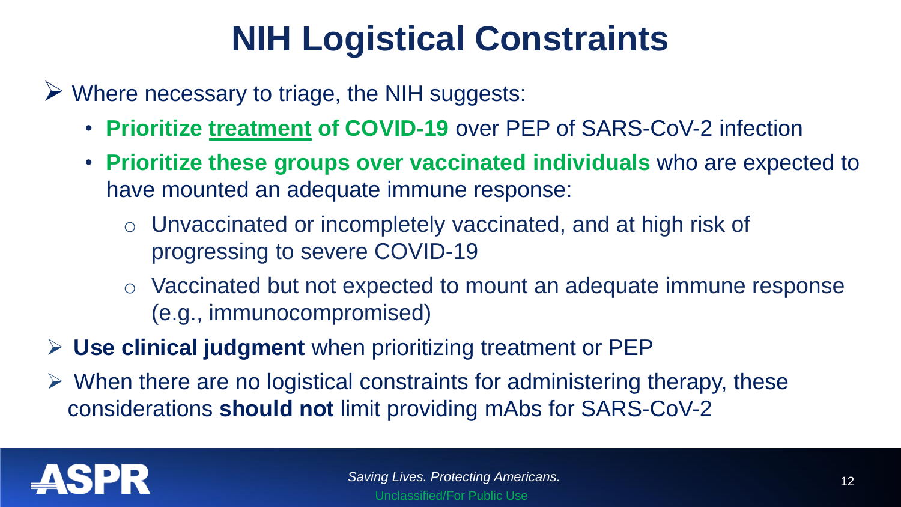# NIH Logistical Constraints

- Where necessary to triage, the NIH suggests:
  - **Prioritize treatment of COVID-19** over PEP of SARS-CoV-2 infection
  - **Prioritize these groups over vaccinated individuals** who are expected to have mounted an adequate immune response:
    - Unvaccinated or incompletely vaccinated, and at high risk of progressing to severe COVID-19
    - Vaccinated but not expected to mount an adequate immune response (e.g., immunocompromised)
- **Use clinical judgment** when prioritizing treatment or PEP
- When there are no logistical constraints for administering therapy, these considerations **should not** limit providing mAbs for SARS-CoV-2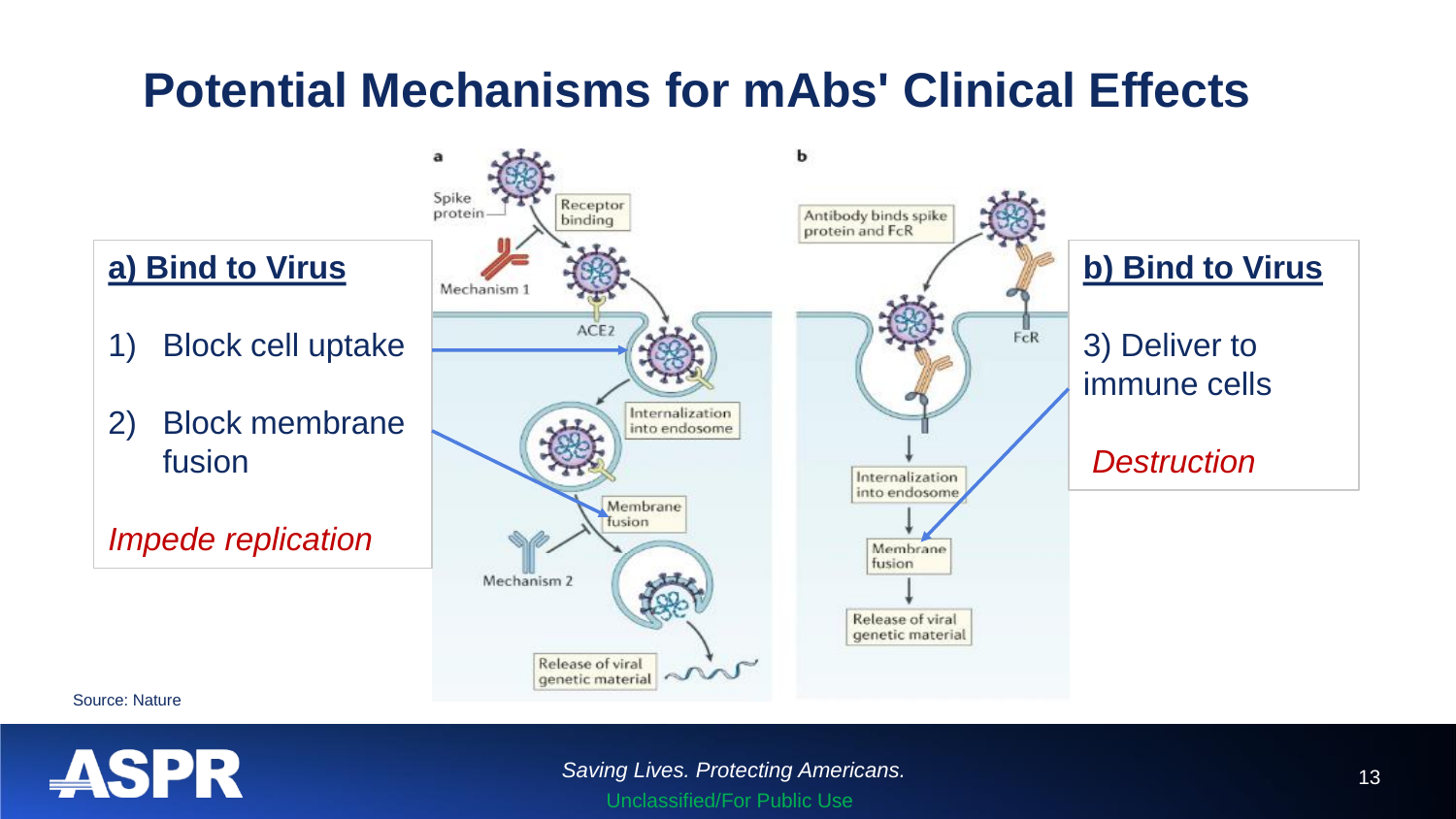# Potential Mechanisms for mAbs' Clinical Effects

**a) Bind to Virus**

1) Block cell uptake

2) Block membrane fusion

*Impede replication*

a

Spike protein

Receptor binding

Mechanism 1

ACE2

Internalization into endosome

Membrane fusion

Mechanism 2

Release of viral genetic material

b

Antibody binds spike protein and FcR

FcR

Internalization into endosome

Membrane fusion

Release of viral genetic material

**b) Bind to Virus**

3) Deliver to immune cells

*Destruction*

Source: Nature

*Saving Lives. Protecting Americans.*

Unclassified/For Public Use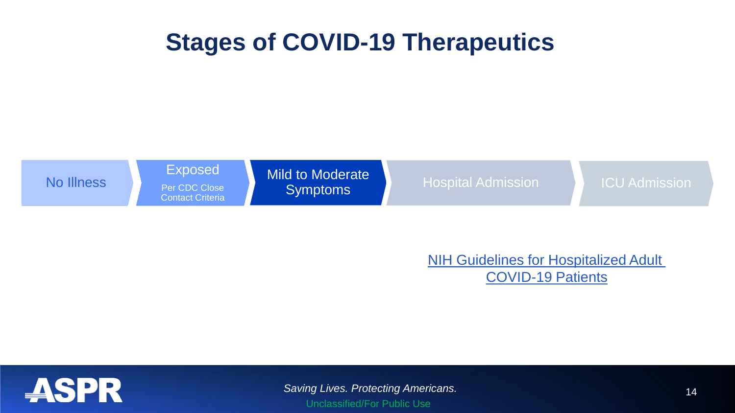# Stages of COVID-19 Therapeutics

No Illness → Exposed (Per CDC Close Contact Criteria) → Mild to Moderate Symptoms → Hospital Admission → ICU Admission

[NIH Guidelines for Hospitalized Adult COVID-19 Patients]

*Saving Lives. Protecting Americans.*

Unclassified/For Public Use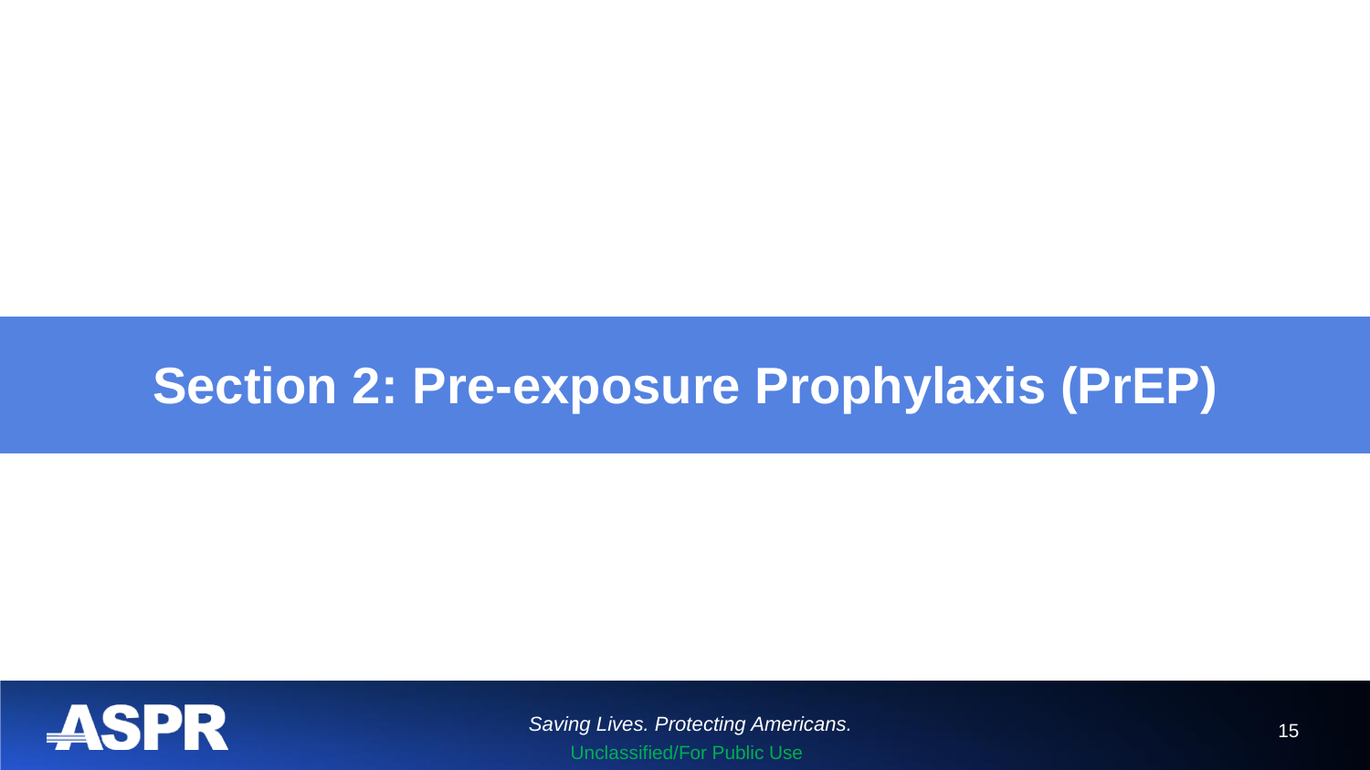# Section 2: Pre-exposure Prophylaxis (PrEP)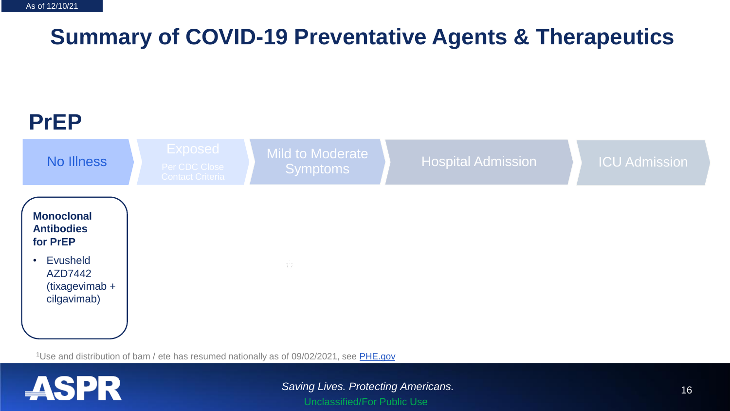# Summary of COVID-19 Preventative Agents & Therapeutics

## PrEP

No Illness → Exposed (Per CDC Close Contact Criteria) → Mild to Moderate Symptoms → Hospital Admission → ICU Admission

**Monoclonal Antibodies for PrEP**

- Evusheld AZD7442 (tixagevimab + cilgavimab)

[1]Use and distribution of bam / ete has resumed nationally as of 09/02/2021, see [PHE.gov](PHE.gov)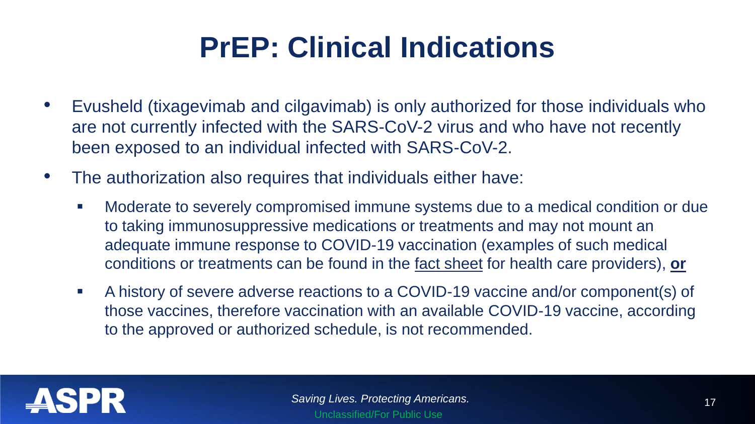# PrEP: Clinical Indications

- Evusheld (tixagevimab and cilgavimab) is only authorized for those individuals who are not currently infected with the SARS-CoV-2 virus and who have not recently been exposed to an individual infected with SARS-CoV-2.
- The authorization also requires that individuals either have:
  - Moderate to severely compromised immune systems due to a medical condition or due to taking immunosuppressive medications or treatments and may not mount an adequate immune response to COVID-19 vaccination (examples of such medical conditions or treatments can be found in the fact sheet for health care providers), **or**
  - A history of severe adverse reactions to a COVID-19 vaccine and/or component(s) of those vaccines, therefore vaccination with an available COVID-19 vaccine, according to the approved or authorized schedule, is not recommended.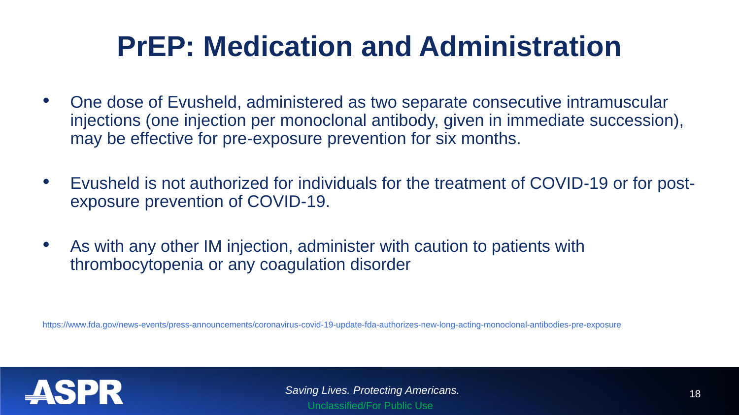# PrEP: Medication and Administration

- One dose of Evusheld, administered as two separate consecutive intramuscular injections (one injection per monoclonal antibody, given in immediate succession), may be effective for pre-exposure prevention for six months.
- Evusheld is not authorized for individuals for the treatment of COVID-19 or for post-exposure prevention of COVID-19.
- As with any other IM injection, administer with caution to patients with thrombocytopenia or any coagulation disorder

https://www.fda.gov/news-events/press-announcements/coronavirus-covid-19-update-fda-authorizes-new-long-acting-monoclonal-antibodies-pre-exposure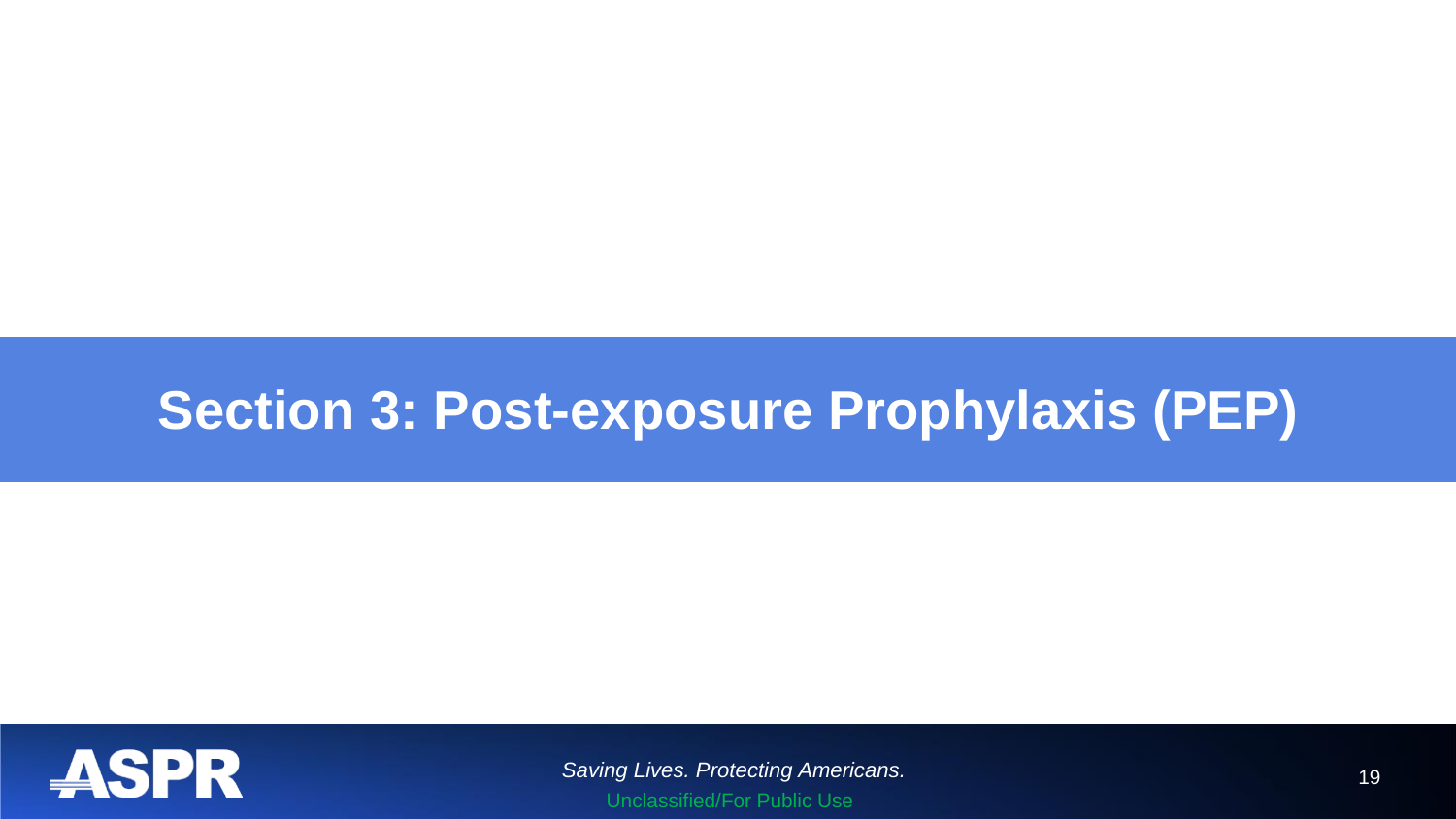# Section 3: Post-exposure Prophylaxis (PEP)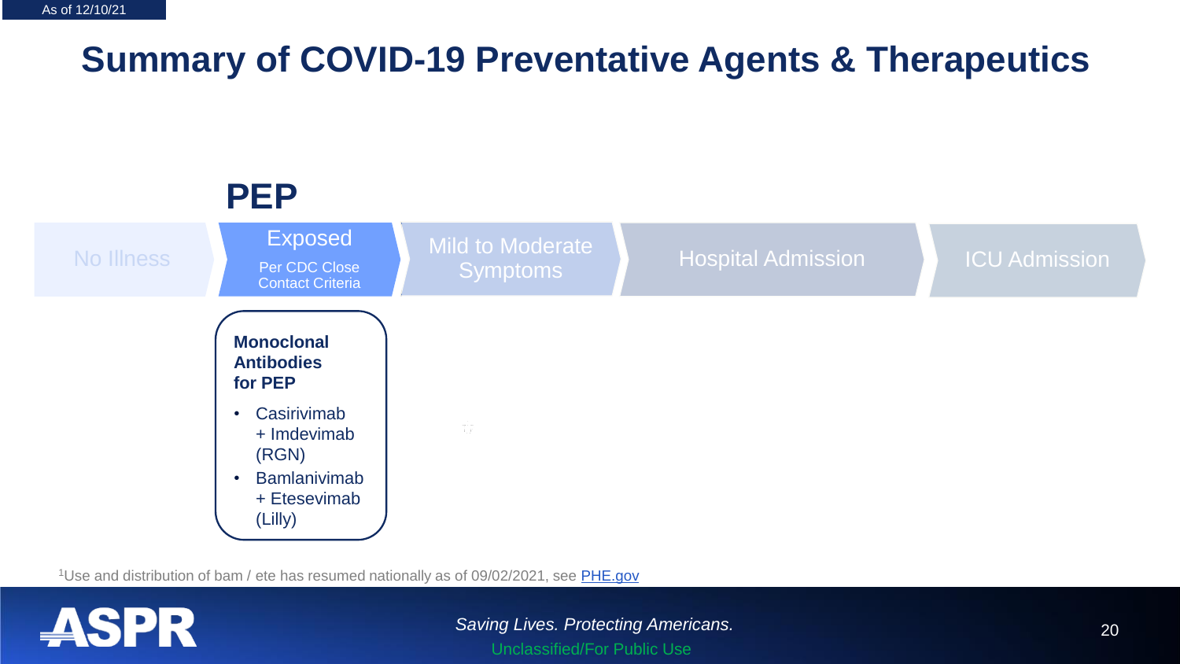As of 12/10/21

# Summary of COVID-19 Preventative Agents & Therapeutics

## PEP

No Illness → Exposed (Per CDC Close Contact Criteria) → Mild to Moderate Symptoms → Hospital Admission → ICU Admission

**Monoclonal Antibodies for PEP**

- Casirivimab + Imdevimab (RGN)
- Bamlanivimab + Etesevimab (Lilly)

[1]Use and distribution of bam / ete has resumed nationally as of 09/02/2021, see [PHE.gov](PHE.gov)

*Saving Lives. Protecting Americans.*

Unclassified/For Public Use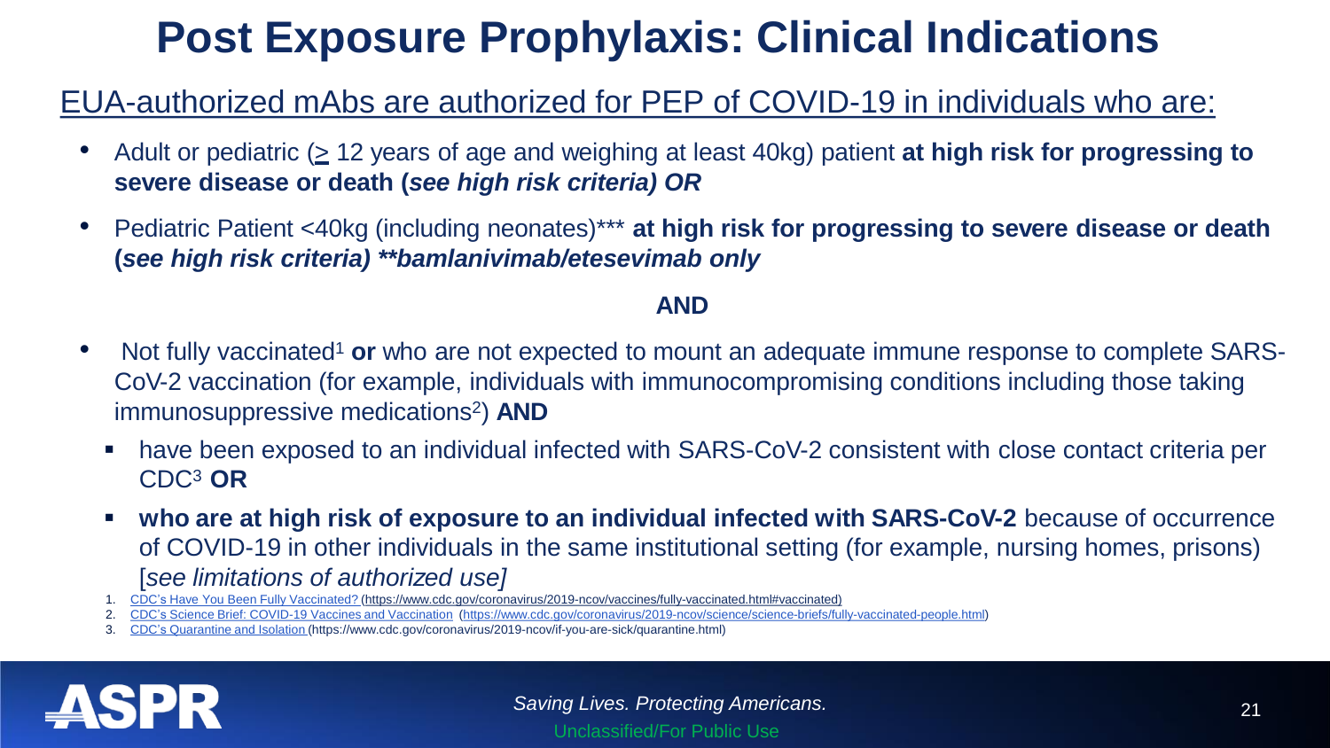# Post Exposure Prophylaxis: Clinical Indications

EUA-authorized mAbs are authorized for PEP of COVID-19 in individuals who are:

- Adult or pediatric (≥ 12 years of age and weighing at least 40kg) patient **at high risk for progressing to severe disease or death (*see high risk criteria) OR***
- Pediatric Patient <40kg (including neonates)*** **at high risk for progressing to severe disease or death (*see high risk criteria) **bamlanivimab/etesevimab only***

**AND**

- Not fully vaccinated[1] **or** who are not expected to mount an adequate immune response to complete SARS-CoV-2 vaccination (for example, individuals with immunocompromising conditions including those taking immunosuppressive medications[2]) **AND**
  - have been exposed to an individual infected with SARS-CoV-2 consistent with close contact criteria per CDC[3] **OR**
  - **who are at high risk of exposure to an individual infected with SARS-CoV-2** because of occurrence of COVID-19 in other individuals in the same institutional setting (for example, nursing homes, prisons) [*see limitations of authorized use]*

1. CDC's Have You Been Fully Vaccinated? (https://www.cdc.gov/coronavirus/2019-ncov/vaccines/fully-vaccinated.html#vaccinated)
2. CDC's Science Brief: COVID-19 Vaccines and Vaccination (https://www.cdc.gov/coronavirus/2019-ncov/science/science-briefs/fully-vaccinated-people.html)
3. CDC's Quarantine and Isolation (https://www.cdc.gov/coronavirus/2019-ncov/if-you-are-sick/quarantine.html)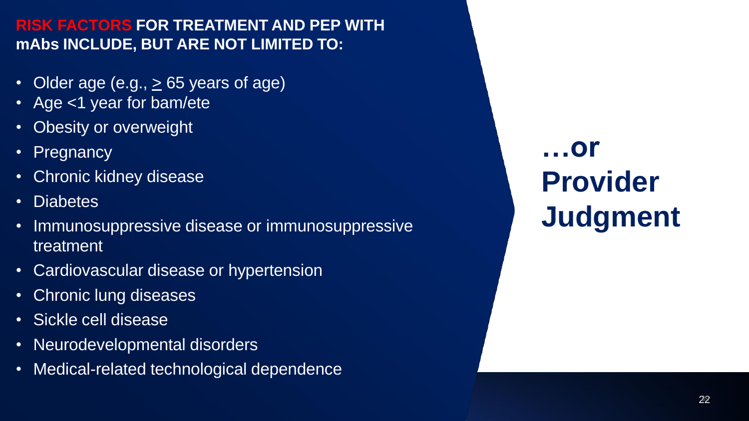**RISK FACTORS FOR TREATMENT AND PEP WITH mAbs INCLUDE, BUT ARE NOT LIMITED TO:**

- Older age (e.g., ≥ 65 years of age)
- Age <1 year for bam/ete
- Obesity or overweight
- Pregnancy
- Chronic kidney disease
- Diabetes
- Immunosuppressive disease or immunosuppressive treatment
- Cardiovascular disease or hypertension
- Chronic lung diseases
- Sickle cell disease
- Neurodevelopmental disorders
- Medical-related technological dependence

## …or Provider Judgment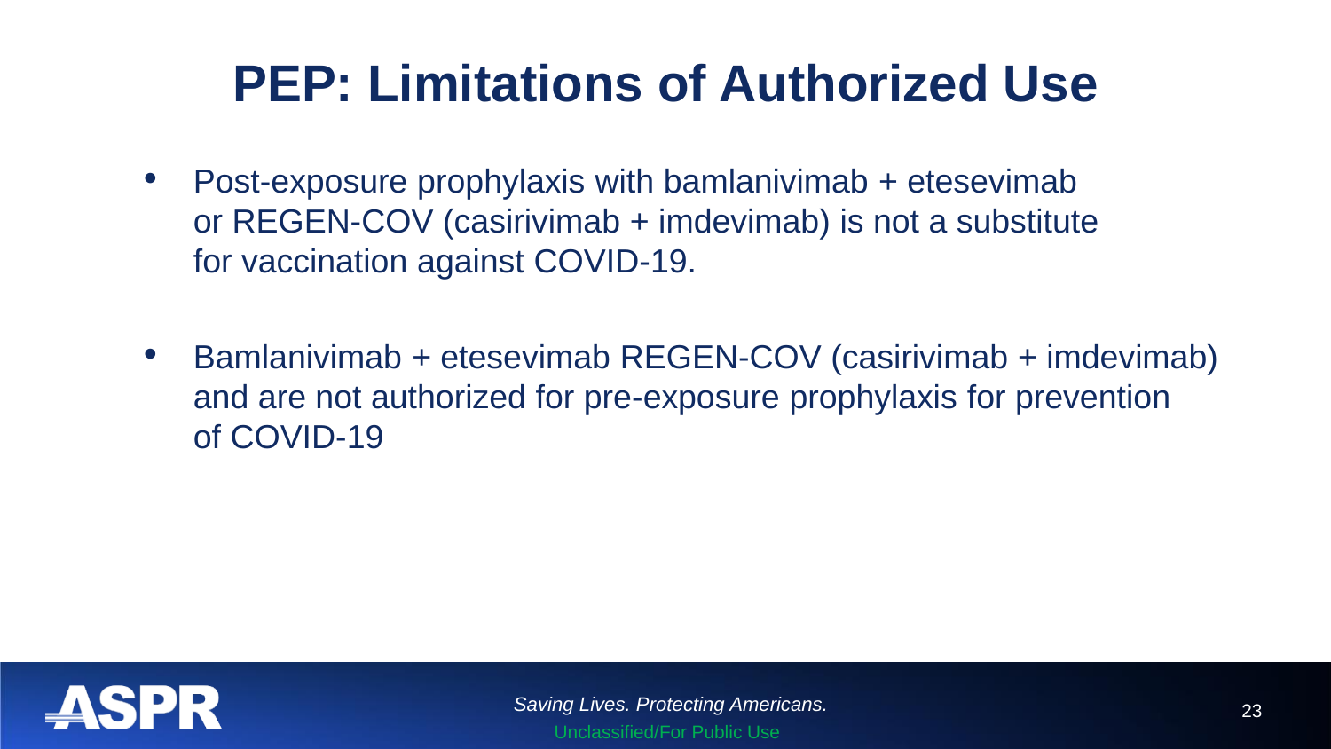# PEP: Limitations of Authorized Use

- Post-exposure prophylaxis with bamlanivimab + etesevimab or REGEN-COV (casirivimab + imdevimab) is not a substitute for vaccination against COVID-19.

- Bamlanivimab + etesevimab REGEN-COV (casirivimab + imdevimab) and are not authorized for pre-exposure prophylaxis for prevention of COVID-19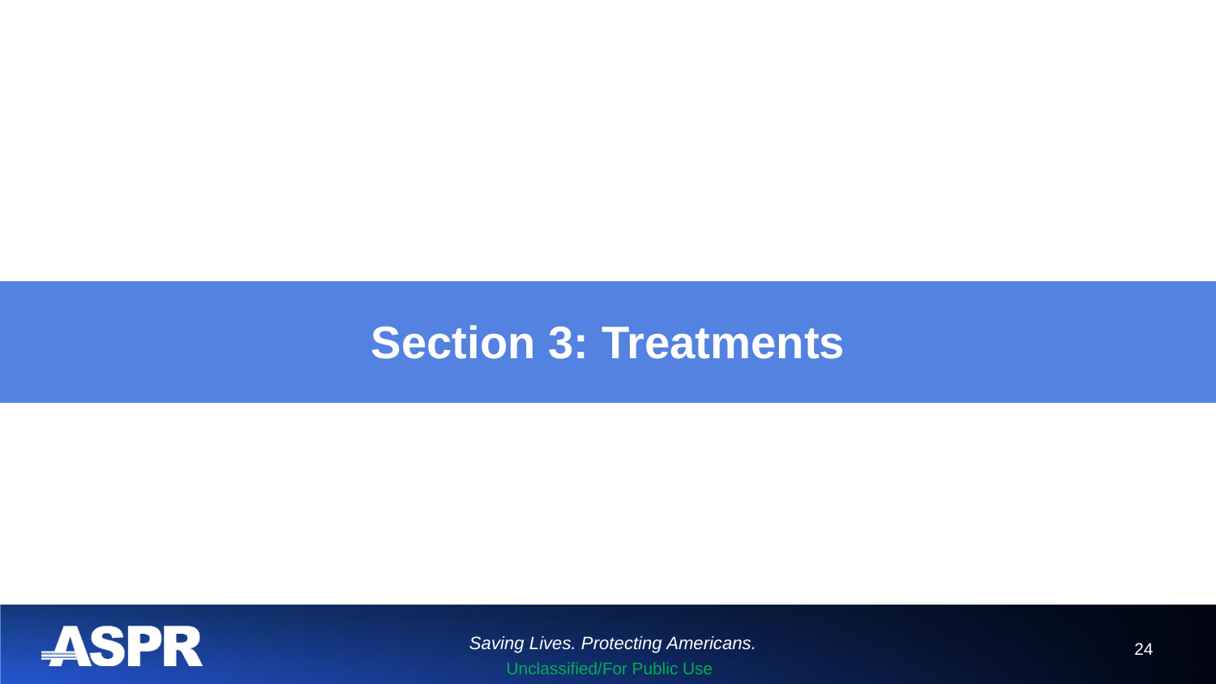# Section 3: Treatments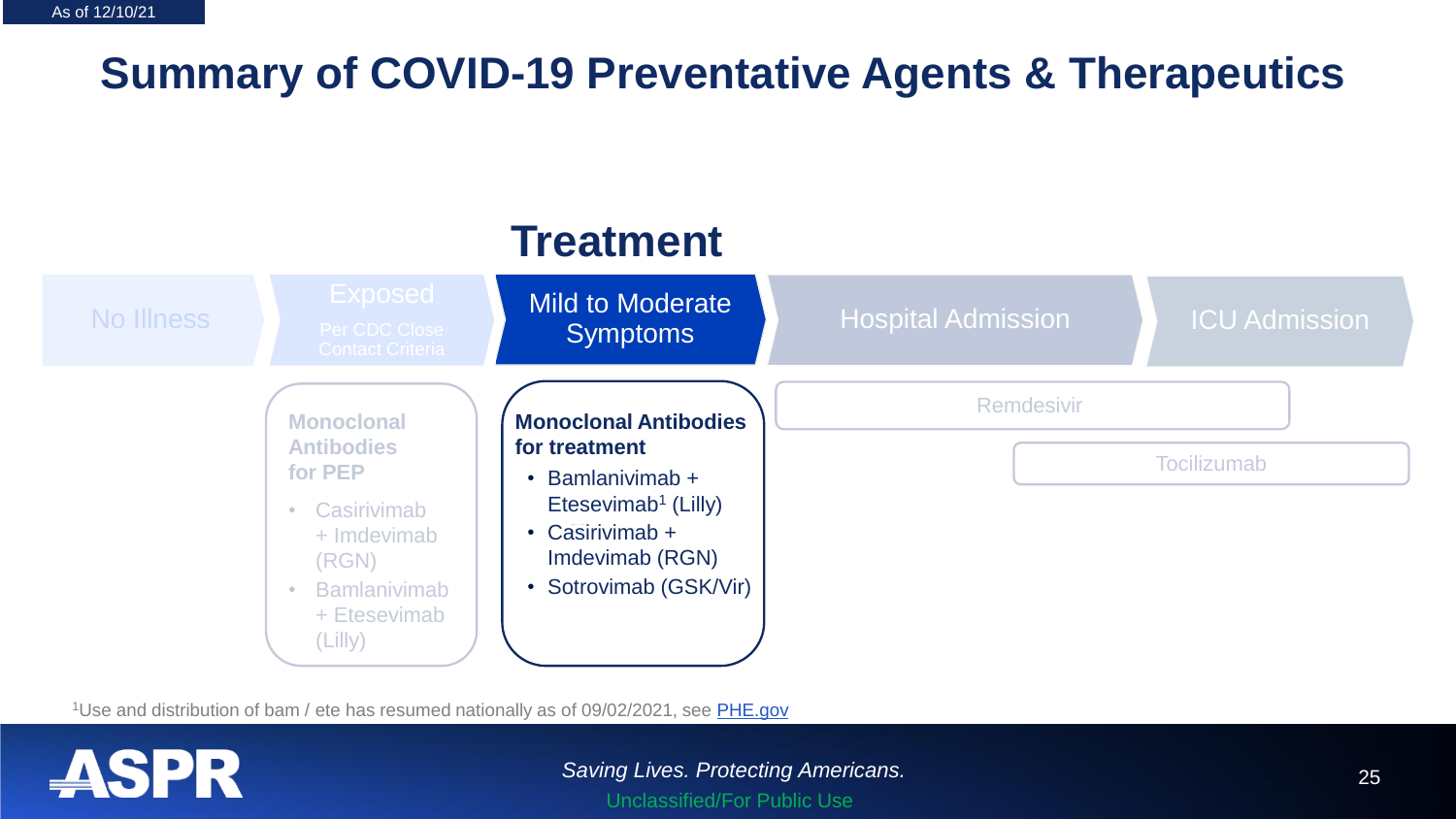As of 12/10/21

# Summary of COVID-19 Preventative Agents & Therapeutics

## Treatment

No Illness → Exposed (Per CDC Close Contact Criteria) → **Mild to Moderate Symptoms** → Hospital Admission → ICU Admission

**Monoclonal Antibodies for PEP**

- Casirivimab + Imdevimab (RGN)
- Bamlanivimab + Etesevimab (Lilly)

**Monoclonal Antibodies for treatment**

- Bamlanivimab + Etesevimab[1] (Lilly)
- Casirivimab + Imdevimab (RGN)
- Sotrovimab (GSK/Vir)

Remdesivir

Tocilizumab

[1]Use and distribution of bam / ete has resumed nationally as of 09/02/2021, see [PHE.gov](PHE.gov)

ASPR

*Saving Lives. Protecting Americans.*

Unclassified/For Public Use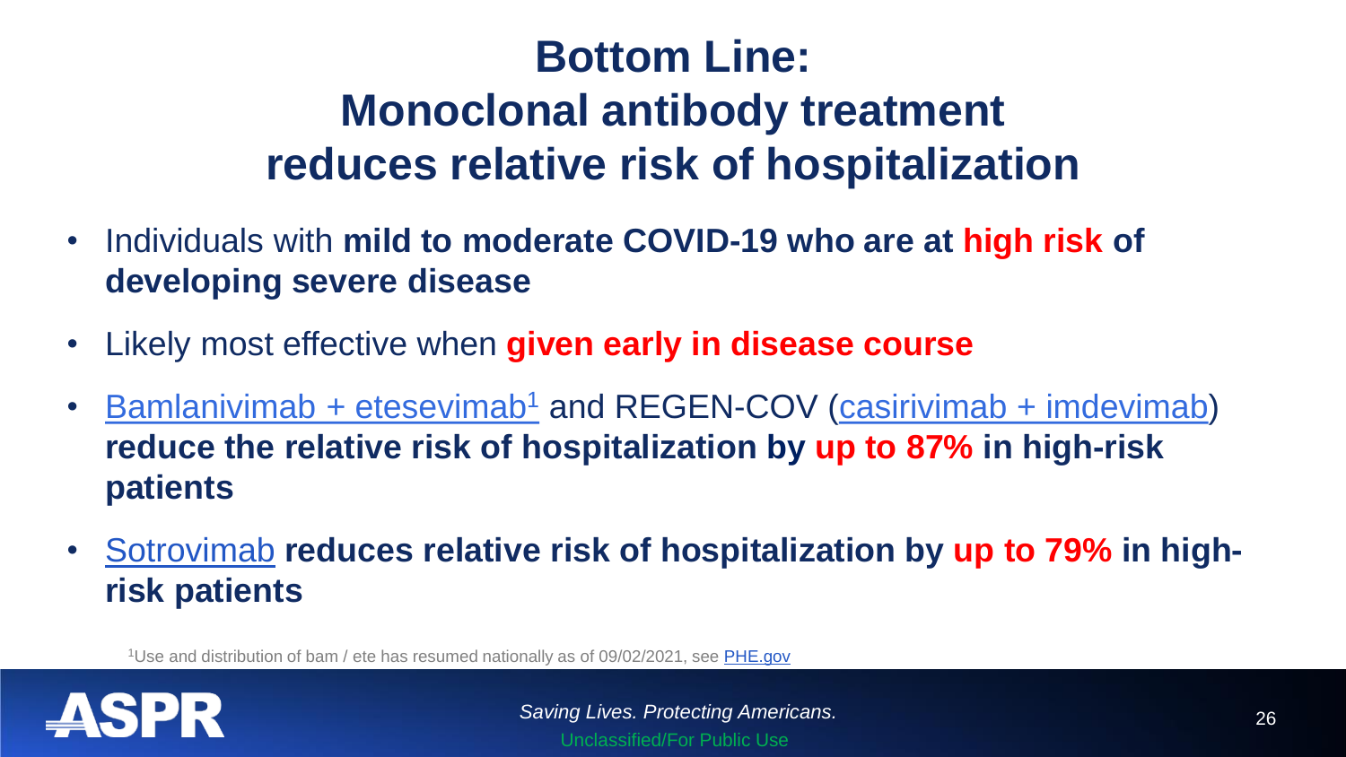# Bottom Line: Monoclonal antibody treatment reduces relative risk of hospitalization

- Individuals with **mild to moderate COVID-19 who are at high risk of developing severe disease**
- Likely most effective when **given early in disease course**
- Bamlanivimab + etesevimab[1] and REGEN-COV (casirivimab + imdevimab) **reduce the relative risk of hospitalization by up to 87% in high-risk patients**
- Sotrovimab **reduces relative risk of hospitalization by up to 79% in high-risk patients**

[1]Use and distribution of bam / ete has resumed nationally as of 09/02/2021, see PHE.gov

*Saving Lives. Protecting Americans.*

Unclassified/For Public Use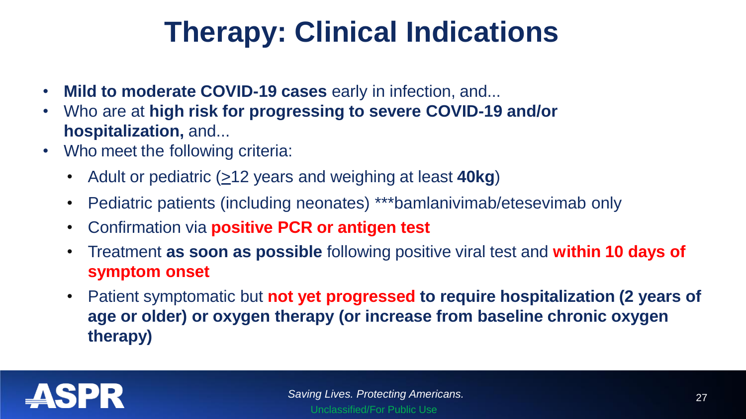# Therapy: Clinical Indications

- **Mild to moderate COVID-19 cases** early in infection, and...
- Who are at **high risk for progressing to severe COVID-19 and/or hospitalization,** and...
- Who meet the following criteria:
  - Adult or pediatric (≥12 years and weighing at least **40kg**)
  - Pediatric patients (including neonates) ***bamlanivimab/etesevimab only
  - Confirmation via **positive PCR or antigen test**
  - Treatment **as soon as possible** following positive viral test and **within 10 days of symptom onset**
  - Patient symptomatic but **not yet progressed to require hospitalization (2 years of age or older) or oxygen therapy (or increase from baseline chronic oxygen therapy)**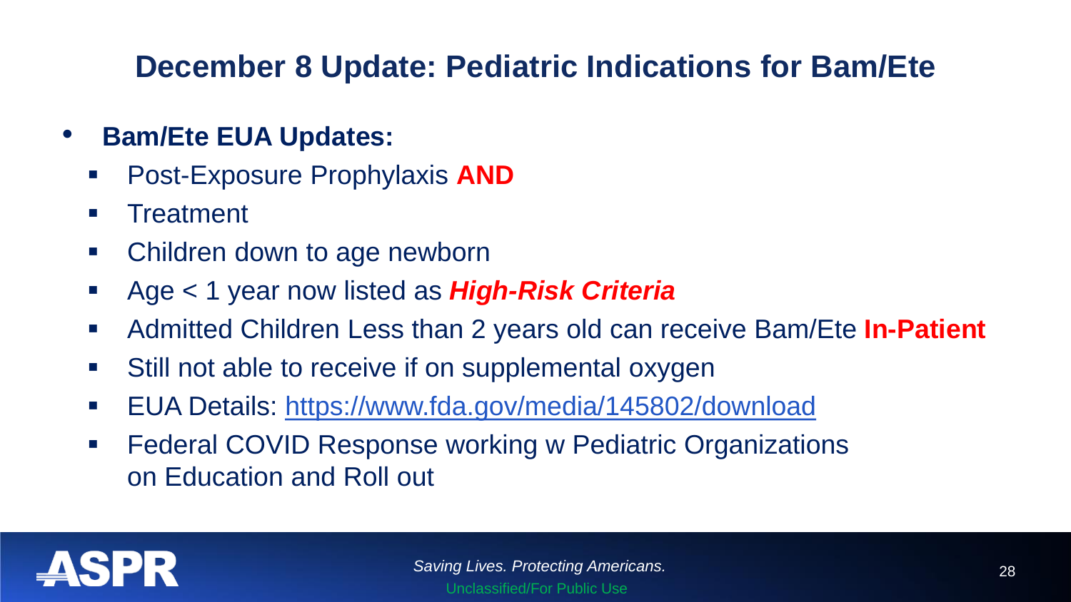# December 8 Update: Pediatric Indications for Bam/Ete

- **Bam/Ete EUA Updates:**
  - Post-Exposure Prophylaxis **AND**
  - Treatment
  - Children down to age newborn
  - Age < 1 year now listed as ***High-Risk Criteria***
  - Admitted Children Less than 2 years old can receive Bam/Ete **In-Patient**
  - Still not able to receive if on supplemental oxygen
  - EUA Details: [https://www.fda.gov/media/145802/download](https://www.fda.gov/media/145802/download)
  - Federal COVID Response working w Pediatric Organizations on Education and Roll out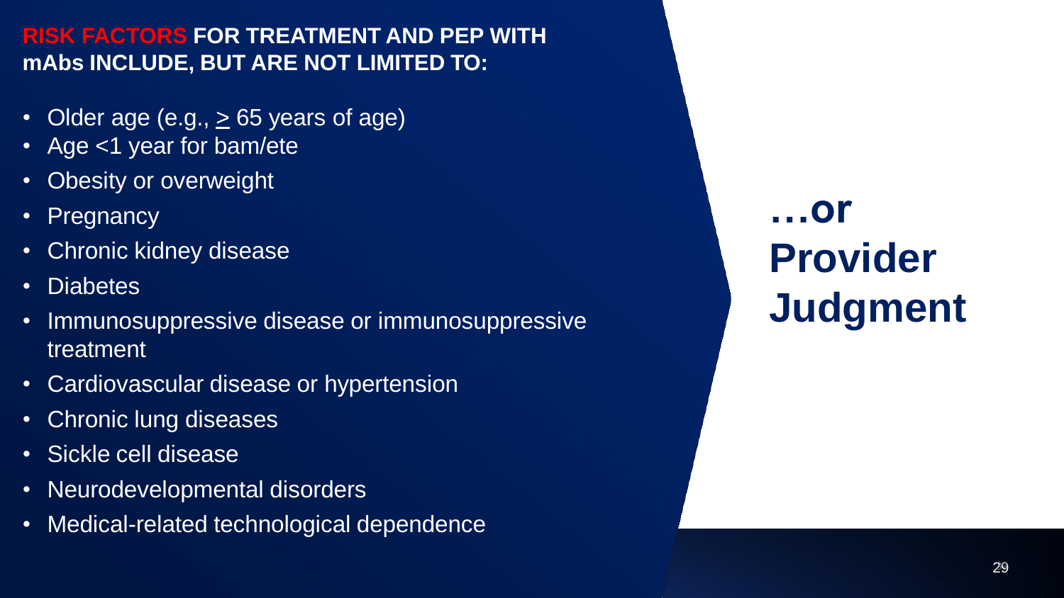**RISK FACTORS FOR TREATMENT AND PEP WITH mAbs INCLUDE, BUT ARE NOT LIMITED TO:**

- Older age (e.g., ≥ 65 years of age)
- Age <1 year for bam/ete
- Obesity or overweight
- Pregnancy
- Chronic kidney disease
- Diabetes
- Immunosuppressive disease or immunosuppressive treatment
- Cardiovascular disease or hypertension
- Chronic lung diseases
- Sickle cell disease
- Neurodevelopmental disorders
- Medical-related technological dependence

**…or Provider Judgment**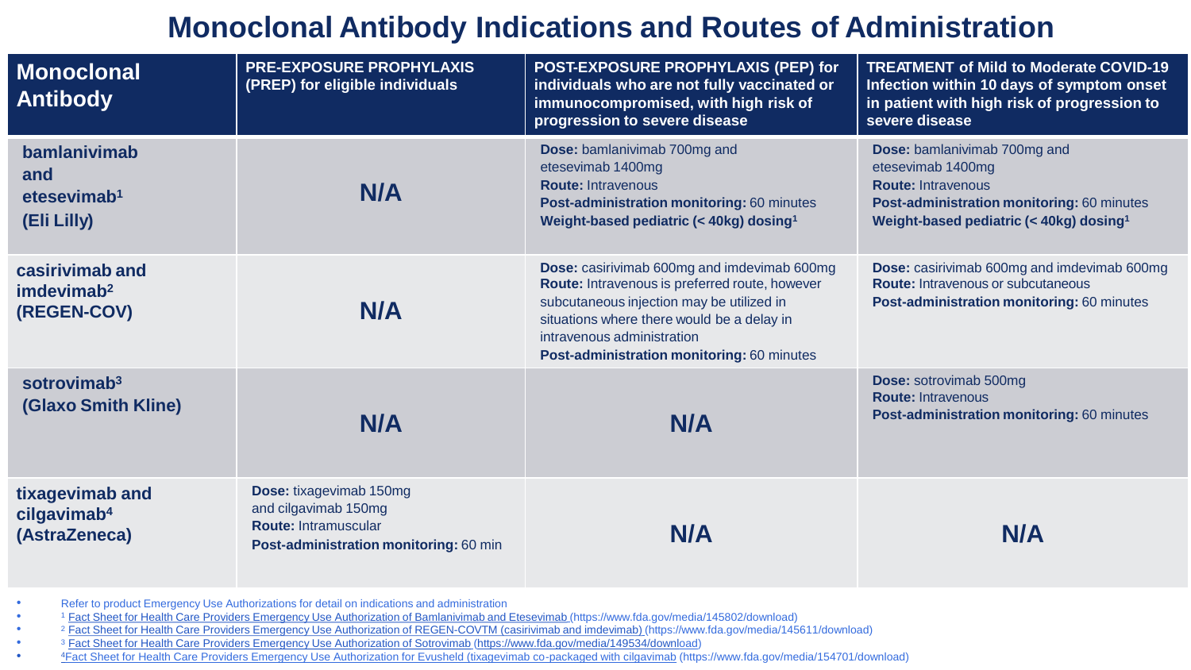# Monoclonal Antibody Indications and Routes of Administration

| Monoclonal Antibody | PRE-EXPOSURE PROPHYLAXIS (PREP) for eligible individuals | POST-EXPOSURE PROPHYLAXIS (PEP) for individuals who are not fully vaccinated or immunocompromised, with high risk of progression to severe disease | TREATMENT of Mild to Moderate COVID-19 Infection within 10 days of symptom onset in patient with high risk of progression to severe disease |
|---|---|---|---|
| **bamlanivimab and etesevimab[1] (Eli Lilly)** | **N/A** | **Dose:** bamlanivimab 700mg and etesevimab 1400mg<br>**Route:** Intravenous<br>**Post-administration monitoring:** 60 minutes<br>**Weight-based pediatric (< 40kg) dosing[1]** | **Dose:** bamlanivimab 700mg and etesevimab 1400mg<br>**Route:** Intravenous<br>**Post-administration monitoring:** 60 minutes<br>**Weight-based pediatric (< 40kg) dosing[1]** |
| **casirivimab and imdevimab[2] (REGEN-COV)** | **N/A** | **Dose:** casirivimab 600mg and imdevimab 600mg<br>**Route:** Intravenous is preferred route, however subcutaneous injection may be utilized in situations where there would be a delay in intravenous administration<br>**Post-administration monitoring:** 60 minutes | **Dose:** casirivimab 600mg and imdevimab 600mg<br>**Route:** Intravenous or subcutaneous<br>**Post-administration monitoring:** 60 minutes |
| **sotrovimab[3] (Glaxo Smith Kline)** | **N/A** | **N/A** | **Dose:** sotrovimab 500mg<br>**Route:** Intravenous<br>**Post-administration monitoring:** 60 minutes |
| **tixagevimab and cilgavimab[4] (AstraZeneca)** | **Dose:** tixagevimab 150mg and cilgavimab 150mg<br>**Route:** Intramuscular<br>**Post-administration monitoring:** 60 min | **N/A** | **N/A** |

- Refer to product Emergency Use Authorizations for detail on indications and administration
- [1] Fact Sheet for Health Care Providers Emergency Use Authorization of Bamlanivimab and Etesevimab (https://www.fda.gov/media/145802/download)
- [2] Fact Sheet for Health Care Providers Emergency Use Authorization of REGEN-COVTM (casirivimab and imdevimab) (https://www.fda.gov/media/145611/download)
- [3] Fact Sheet for Health Care Providers Emergency Use Authorization of Sotrovimab (https://www.fda.gov/media/149534/download)
- [4] Fact Sheet for Health Care Providers Emergency Use Authorization for Evusheld (tixagevimab co-packaged with cilgavimab (https://www.fda.gov/media/154701/download)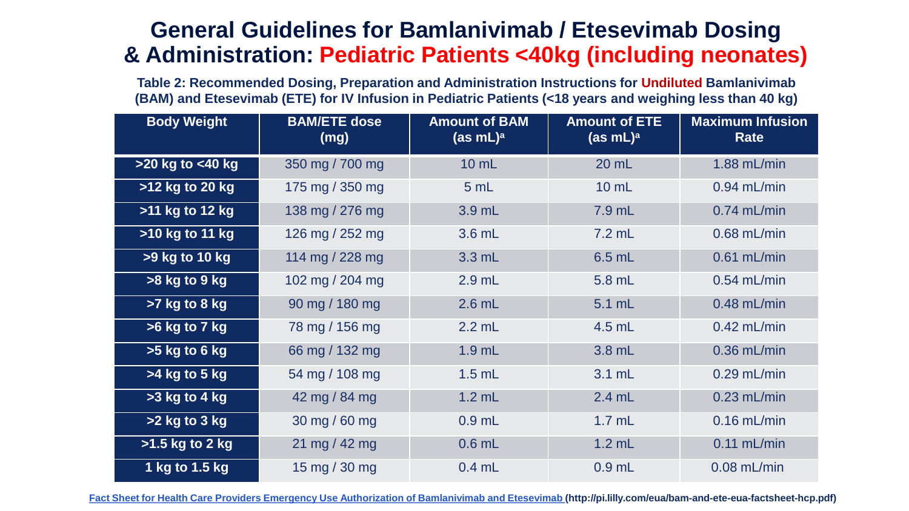# General Guidelines for Bamlanivimab / Etesevimab Dosing & Administration: Pediatric Patients <40kg (including neonates)

**Table 2: Recommended Dosing, Preparation and Administration Instructions for Undiluted Bamlanivimab (BAM) and Etesevimab (ETE) for IV Infusion in Pediatric Patients (<18 years and weighing less than 40 kg)**

| Body Weight | BAM/ETE dose (mg) | Amount of BAM (as mL)[a] | Amount of ETE (as mL)[a] | Maximum Infusion Rate |
|---|---|---|---|---|
| >20 kg to <40 kg | 350 mg / 700 mg | 10 mL | 20 mL | 1.88 mL/min |
| >12 kg to 20 kg | 175 mg / 350 mg | 5 mL | 10 mL | 0.94 mL/min |
| >11 kg to 12 kg | 138 mg / 276 mg | 3.9 mL | 7.9 mL | 0.74 mL/min |
| >10 kg to 11 kg | 126 mg / 252 mg | 3.6 mL | 7.2 mL | 0.68 mL/min |
| >9 kg to 10 kg | 114 mg / 228 mg | 3.3 mL | 6.5 mL | 0.61 mL/min |
| >8 kg to 9 kg | 102 mg / 204 mg | 2.9 mL | 5.8 mL | 0.54 mL/min |
| >7 kg to 8 kg | 90 mg / 180 mg | 2.6 mL | 5.1 mL | 0.48 mL/min |
| >6 kg to 7 kg | 78 mg / 156 mg | 2.2 mL | 4.5 mL | 0.42 mL/min |
| >5 kg to 6 kg | 66 mg / 132 mg | 1.9 mL | 3.8 mL | 0.36 mL/min |
| >4 kg to 5 kg | 54 mg / 108 mg | 1.5 mL | 3.1 mL | 0.29 mL/min |
| >3 kg to 4 kg | 42 mg / 84 mg | 1.2 mL | 2.4 mL | 0.23 mL/min |
| >2 kg to 3 kg | 30 mg / 60 mg | 0.9 mL | 1.7 mL | 0.16 mL/min |
| >1.5 kg to 2 kg | 21 mg / 42 mg | 0.6 mL | 1.2 mL | 0.11 mL/min |
| 1 kg to 1.5 kg | 15 mg / 30 mg | 0.4 mL | 0.9 mL | 0.08 mL/min |

[Fact Sheet for Health Care Providers Emergency Use Authorization of Bamlanivimab and Etesevimab](http://pi.lilly.com/eua/bam-and-ete-eua-factsheet-hcp.pdf) (http://pi.lilly.com/eua/bam-and-ete-eua-factsheet-hcp.pdf)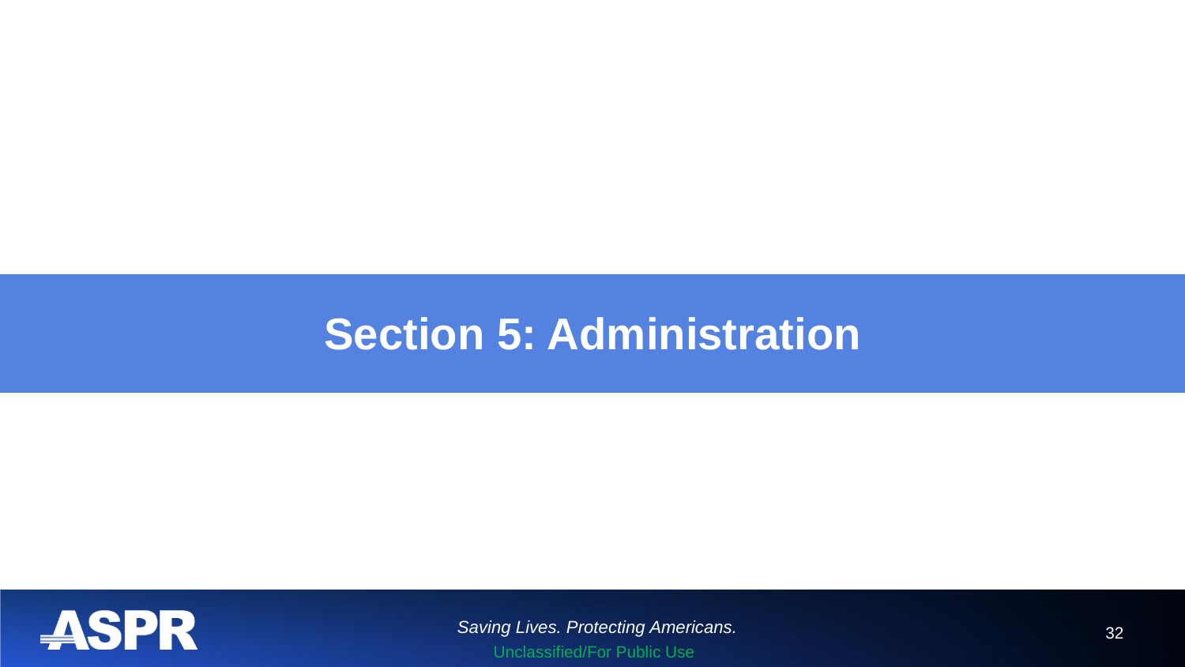# Section 5: Administration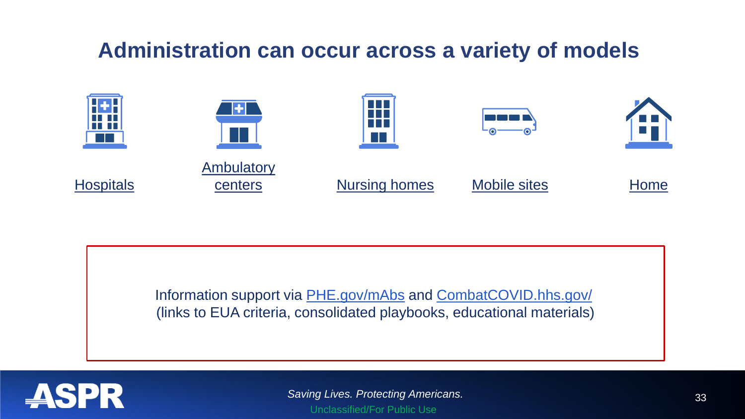# Administration can occur across a variety of models

- Hospitals
- Ambulatory centers
- Nursing homes
- Mobile sites
- Home

Information support via PHE.gov/mAbs and CombatCOVID.hhs.gov/
(links to EUA criteria, consolidated playbooks, educational materials)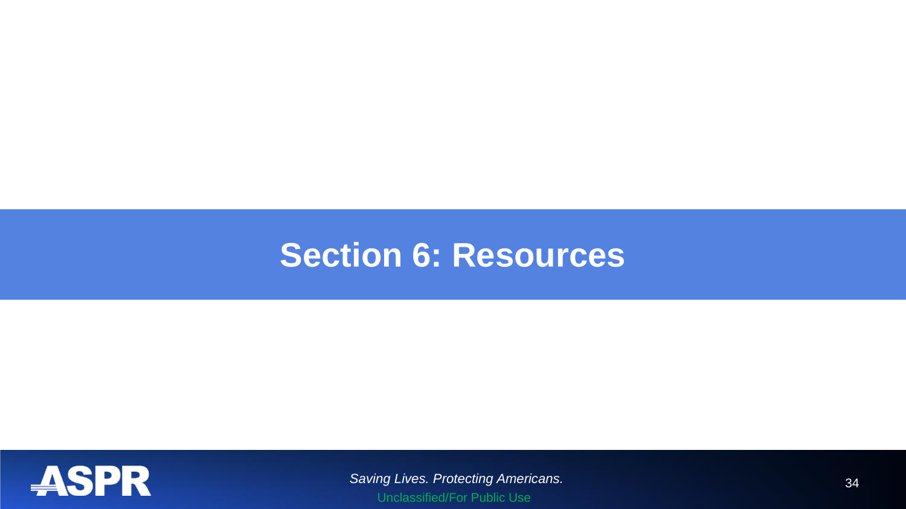# Section 6: Resources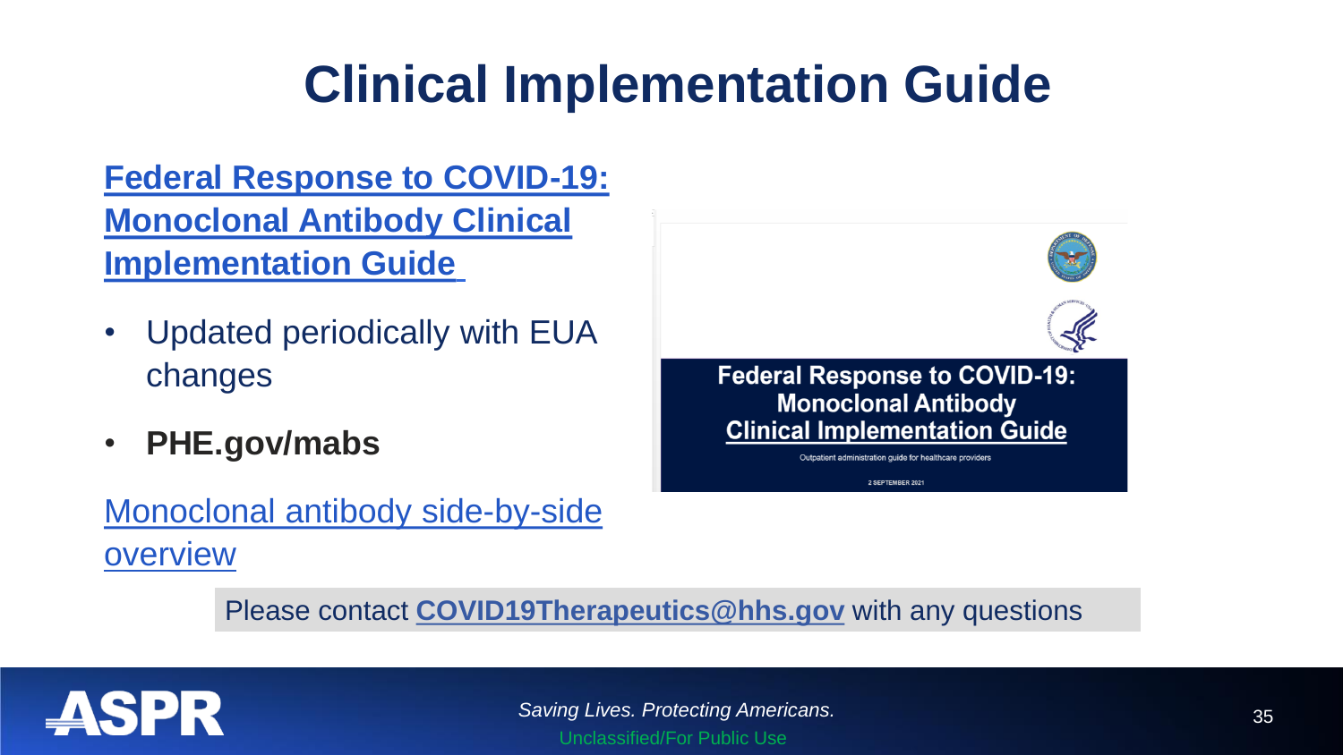# Clinical Implementation Guide

**[Federal Response to COVID-19: Monoclonal Antibody Clinical Implementation Guide]**

- Updated periodically with EUA changes
- **PHE.gov/mabs**

[Monoclonal antibody side-by-side overview]

Federal Response to COVID-19: Monoclonal Antibody Clinical Implementation Guide

Outpatient administration guide for healthcare providers

2 SEPTEMBER 2021

Please contact **COVID19Therapeutics@hhs.gov** with any questions

*Saving Lives. Protecting Americans.*

Unclassified/For Public Use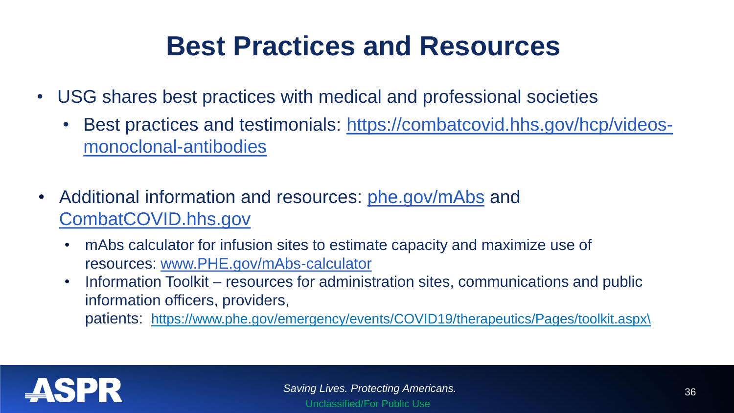# Best Practices and Resources

- USG shares best practices with medical and professional societies
  - Best practices and testimonials: https://combatcovid.hhs.gov/hcp/videos-monoclonal-antibodies
- Additional information and resources: phe.gov/mAbs and CombatCOVID.hhs.gov
  - mAbs calculator for infusion sites to estimate capacity and maximize use of resources: www.PHE.gov/mAbs-calculator
  - Information Toolkit – resources for administration sites, communications and public information officers, providers, patients: https://www.phe.gov/emergency/events/COVID19/therapeutics/Pages/toolkit.aspx\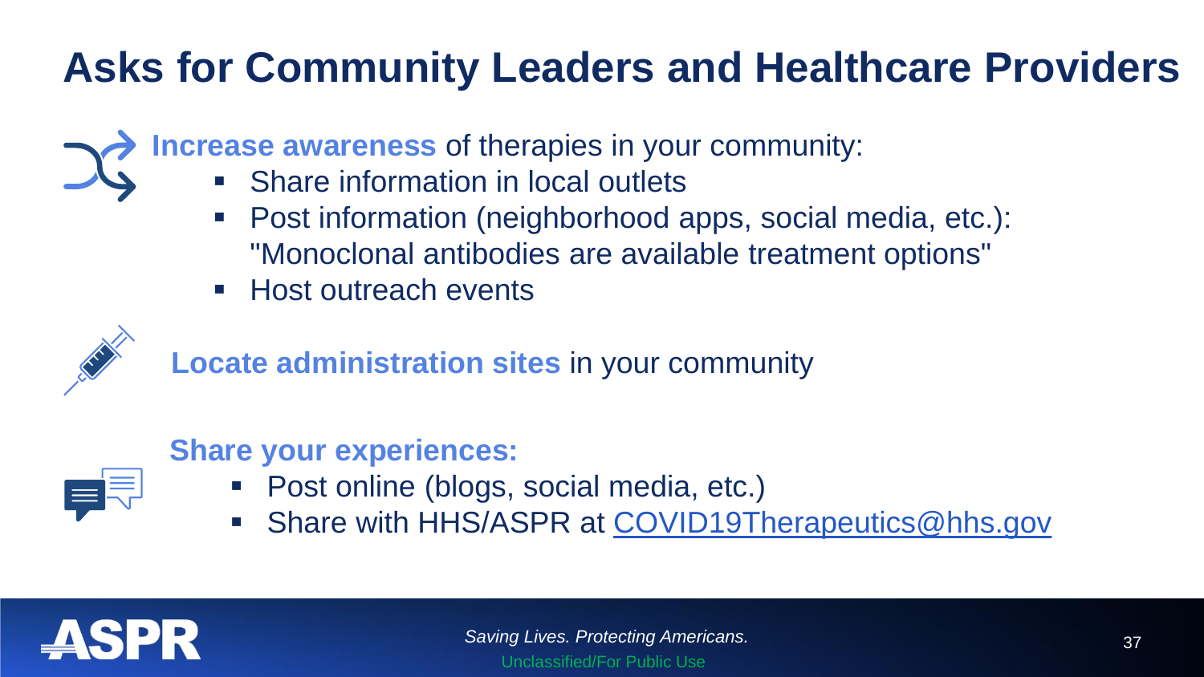# Asks for Community Leaders and Healthcare Providers

**Increase awareness** of therapies in your community:

- Share information in local outlets
- Post information (neighborhood apps, social media, etc.): "Monoclonal antibodies are available treatment options"
- Host outreach events

**Locate administration sites** in your community

**Share your experiences:**

- Post online (blogs, social media, etc.)
- Share with HHS/ASPR at COVID19Therapeutics@hhs.gov

ASPR

*Saving Lives. Protecting Americans.*

Unclassified/For Public Use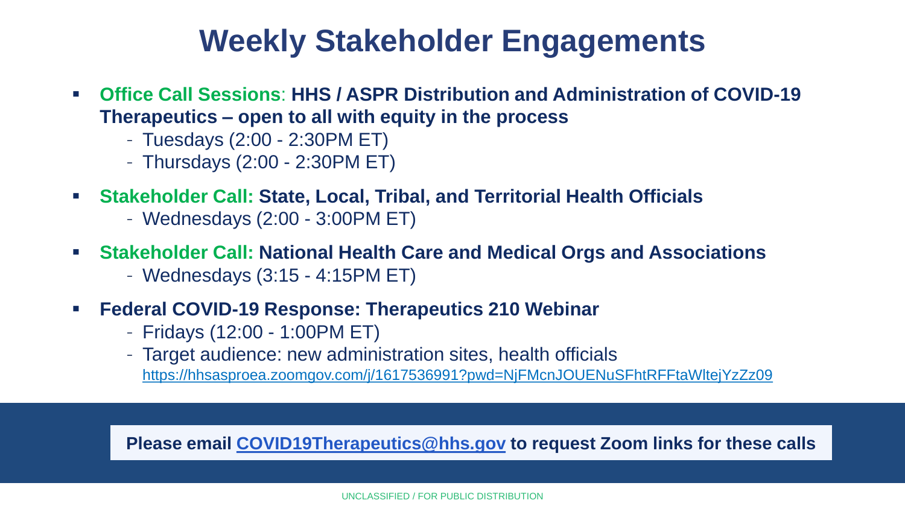# Weekly Stakeholder Engagements

- **Office Call Sessions**: **HHS / ASPR Distribution and Administration of COVID-19 Therapeutics – open to all with equity in the process**
    - Tuesdays (2:00 - 2:30PM ET)
    - Thursdays (2:00 - 2:30PM ET)
- **Stakeholder Call: State, Local, Tribal, and Territorial Health Officials**
    - Wednesdays (2:00 - 3:00PM ET)
- **Stakeholder Call: National Health Care and Medical Orgs and Associations**
    - Wednesdays (3:15 - 4:15PM ET)
- **Federal COVID-19 Response: Therapeutics 210 Webinar**
    - Fridays (12:00 - 1:00PM ET)
    - Target audience: new administration sites, health officials
      https://hhsasproea.zoomgov.com/j/1617536991?pwd=NjFMcnJOUENuSFhtRFFtaWltejYzZz09

**Please email COVID19Therapeutics@hhs.gov to request Zoom links for these calls**

UNCLASSIFIED / FOR PUBLIC DISTRIBUTION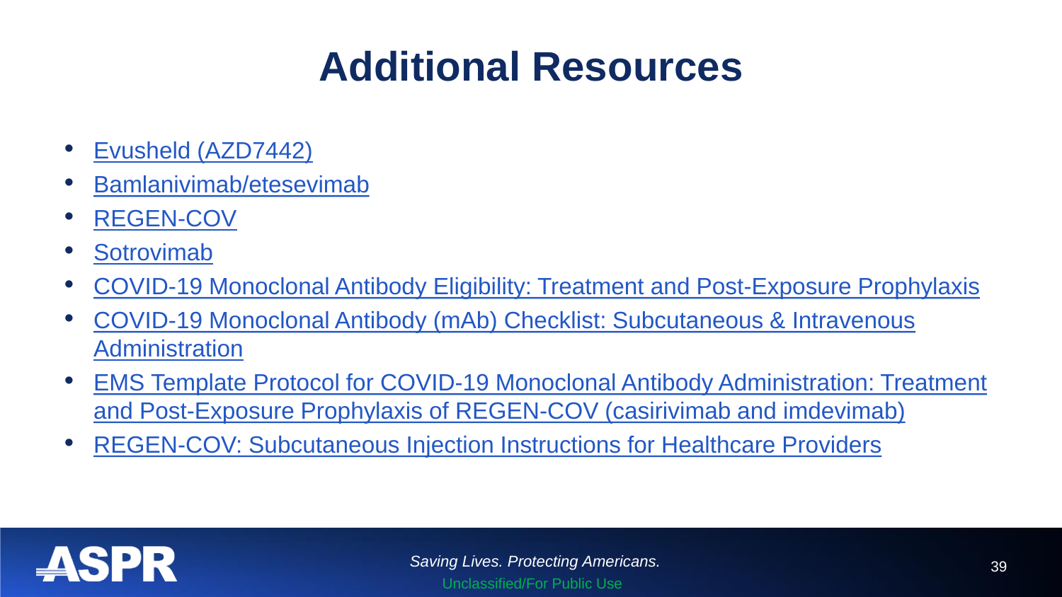# Additional Resources

- Evusheld (AZD7442)
- Bamlanivimab/etesevimab
- REGEN-COV
- Sotrovimab
- COVID-19 Monoclonal Antibody Eligibility: Treatment and Post-Exposure Prophylaxis
- COVID-19 Monoclonal Antibody (mAb) Checklist: Subcutaneous & Intravenous Administration
- EMS Template Protocol for COVID-19 Monoclonal Antibody Administration: Treatment and Post-Exposure Prophylaxis of REGEN-COV (casirivimab and imdevimab)
- REGEN-COV: Subcutaneous Injection Instructions for Healthcare Providers